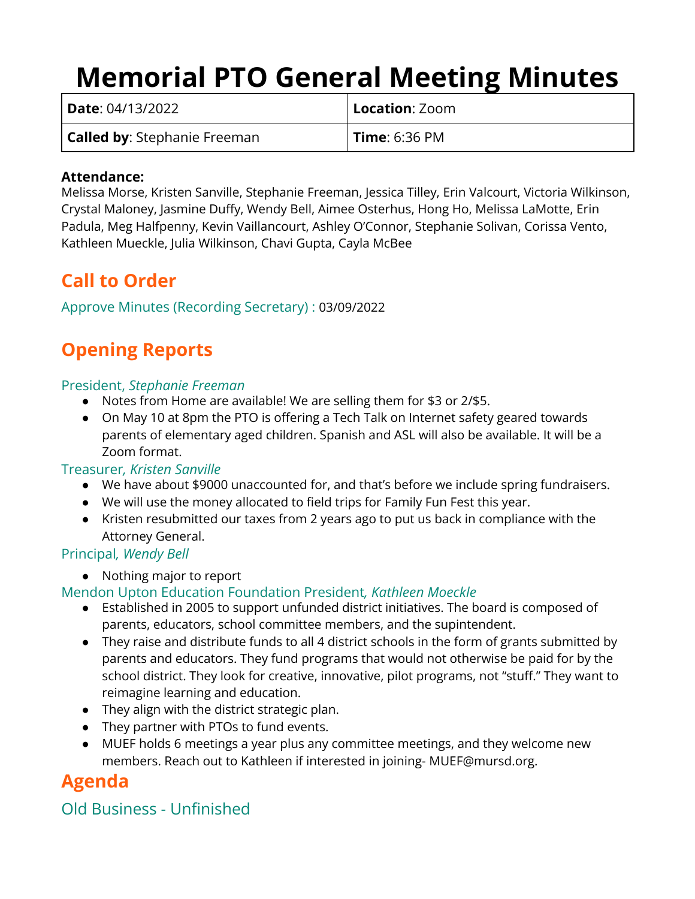# Memorial PTO General Meeting Minutes

| **Date**: 04/13/2022 | **Location**: Zoom |
|---|---|
| **Called by**: Stephanie Freeman | **Time**: 6:36 PM |

**Attendance:**
Melissa Morse, Kristen Sanville, Stephanie Freeman, Jessica Tilley, Erin Valcourt, Victoria Wilkinson, Crystal Maloney, Jasmine Duffy, Wendy Bell, Aimee Osterhus, Hong Ho, Melissa LaMotte, Erin Padula, Meg Halfpenny, Kevin Vaillancourt, Ashley O'Connor, Stephanie Solivan, Corissa Vento, Kathleen Mueckle, Julia Wilkinson, Chavi Gupta, Cayla McBee

## Call to Order

Approve Minutes (Recording Secretary) : 03/09/2022

## Opening Reports

### President, *Stephanie Freeman*

- Notes from Home are available! We are selling them for $3 or 2/$5.
- On May 10 at 8pm the PTO is offering a Tech Talk on Internet safety geared towards parents of elementary aged children. Spanish and ASL will also be available. It will be a Zoom format.

### Treasurer*, Kristen Sanville*

- We have about $9000 unaccounted for, and that's before we include spring fundraisers.
- We will use the money allocated to field trips for Family Fun Fest this year.
- Kristen resubmitted our taxes from 2 years ago to put us back in compliance with the Attorney General.

### Principal*, Wendy Bell*

- Nothing major to report

### Mendon Upton Education Foundation President*, Kathleen Moeckle*

- Established in 2005 to support unfunded district initiatives. The board is composed of parents, educators, school committee members, and the supintendent.
- They raise and distribute funds to all 4 district schools in the form of grants submitted by parents and educators. They fund programs that would not otherwise be paid for by the school district. They look for creative, innovative, pilot programs, not "stuff." They want to reimagine learning and education.
- They align with the district strategic plan.
- They partner with PTOs to fund events.
- MUEF holds 6 meetings a year plus any committee meetings, and they welcome new members. Reach out to Kathleen if interested in joining- MUEF@mursd.org.

## Agenda

### Old Business - Unfinished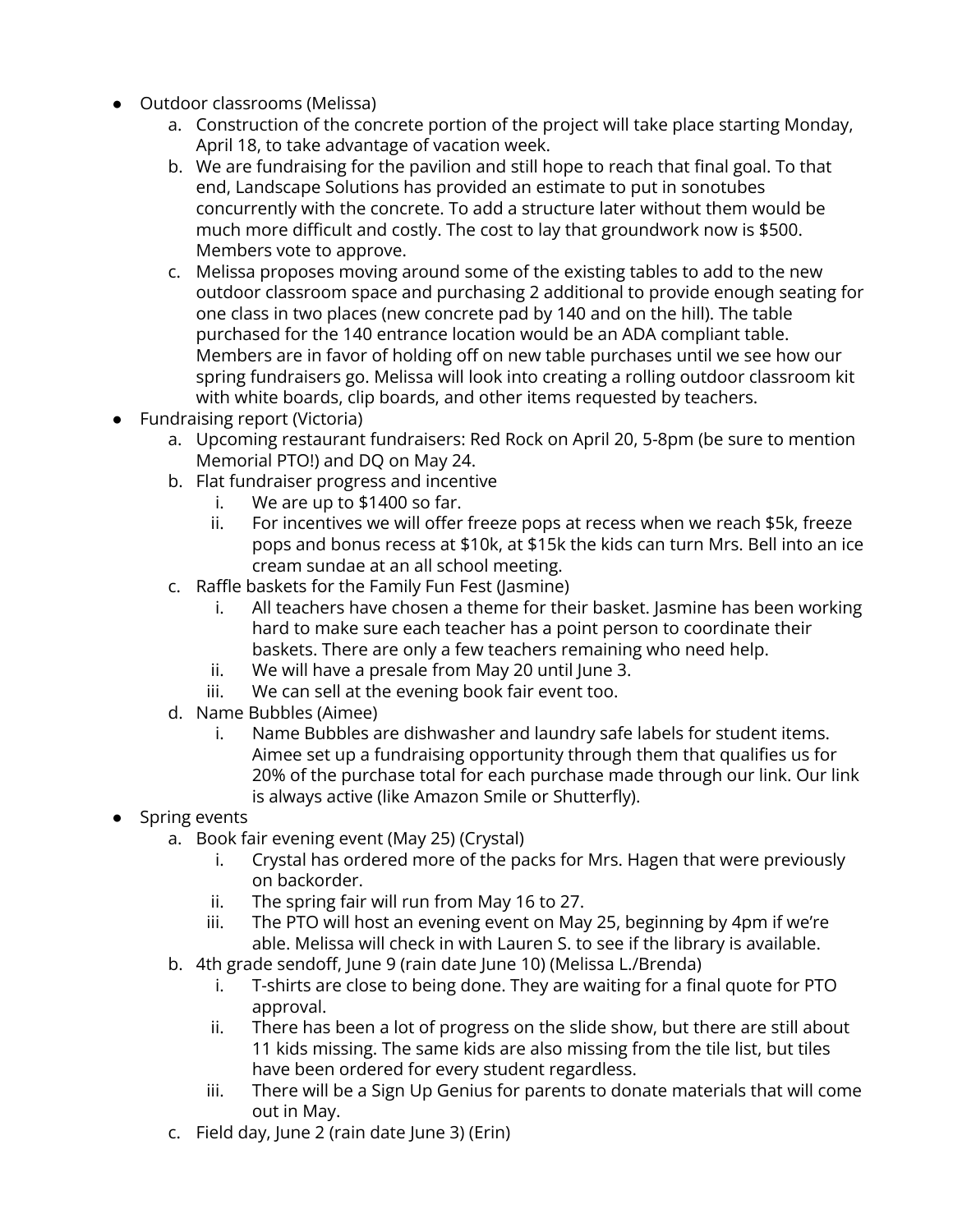- Outdoor classrooms (Melissa)
    a. Construction of the concrete portion of the project will take place starting Monday, April 18, to take advantage of vacation week.
    b. We are fundraising for the pavilion and still hope to reach that final goal. To that end, Landscape Solutions has provided an estimate to put in sonotubes concurrently with the concrete. To add a structure later without them would be much more difficult and costly. The cost to lay that groundwork now is $500. Members vote to approve.
    c. Melissa proposes moving around some of the existing tables to add to the new outdoor classroom space and purchasing 2 additional to provide enough seating for one class in two places (new concrete pad by 140 and on the hill). The table purchased for the 140 entrance location would be an ADA compliant table. Members are in favor of holding off on new table purchases until we see how our spring fundraisers go. Melissa will look into creating a rolling outdoor classroom kit with white boards, clip boards, and other items requested by teachers.
- Fundraising report (Victoria)
    a. Upcoming restaurant fundraisers: Red Rock on April 20, 5-8pm (be sure to mention Memorial PTO!) and DQ on May 24.
    b. Flat fundraiser progress and incentive
        i. We are up to $1400 so far.
        ii. For incentives we will offer freeze pops at recess when we reach $5k, freeze pops and bonus recess at $10k, at $15k the kids can turn Mrs. Bell into an ice cream sundae at an all school meeting.
    c. Raffle baskets for the Family Fun Fest (Jasmine)
        i. All teachers have chosen a theme for their basket. Jasmine has been working hard to make sure each teacher has a point person to coordinate their baskets. There are only a few teachers remaining who need help.
        ii. We will have a presale from May 20 until June 3.
        iii. We can sell at the evening book fair event too.
    d. Name Bubbles (Aimee)
        i. Name Bubbles are dishwasher and laundry safe labels for student items. Aimee set up a fundraising opportunity through them that qualifies us for 20% of the purchase total for each purchase made through our link. Our link is always active (like Amazon Smile or Shutterfly).
- Spring events
    a. Book fair evening event (May 25) (Crystal)
        i. Crystal has ordered more of the packs for Mrs. Hagen that were previously on backorder.
        ii. The spring fair will run from May 16 to 27.
        iii. The PTO will host an evening event on May 25, beginning by 4pm if we're able. Melissa will check in with Lauren S. to see if the library is available.
    b. 4th grade sendoff, June 9 (rain date June 10) (Melissa L./Brenda)
        i. T-shirts are close to being done. They are waiting for a final quote for PTO approval.
        ii. There has been a lot of progress on the slide show, but there are still about 11 kids missing. The same kids are also missing from the tile list, but tiles have been ordered for every student regardless.
        iii. There will be a Sign Up Genius for parents to donate materials that will come out in May.
    c. Field day, June 2 (rain date June 3) (Erin)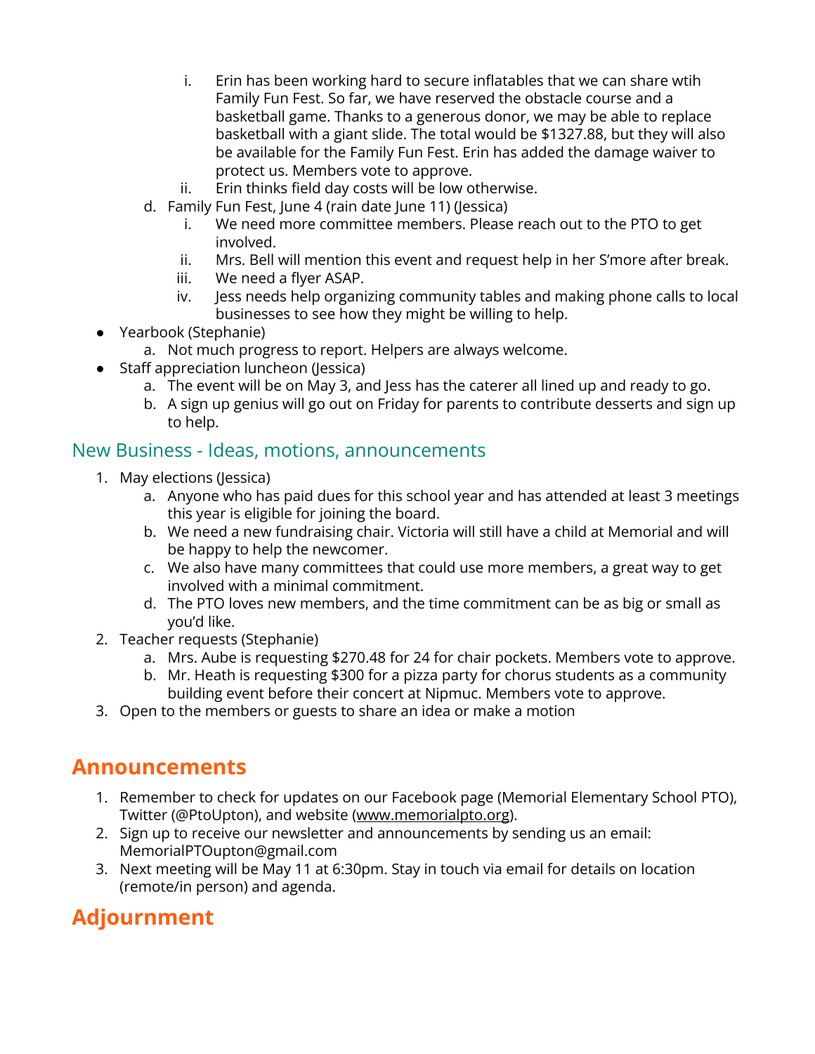i. Erin has been working hard to secure inflatables that we can share wtih Family Fun Fest. So far, we have reserved the obstacle course and a basketball game. Thanks to a generous donor, we may be able to replace basketball with a giant slide. The total would be $1327.88, but they will also be available for the Family Fun Fest. Erin has added the damage waiver to protect us. Members vote to approve.
    ii. Erin thinks field day costs will be low otherwise.

  d. Family Fun Fest, June 4 (rain date June 11) (Jessica)
    i. We need more committee members. Please reach out to the PTO to get involved.
    ii. Mrs. Bell will mention this event and request help in her S'more after break.
    iii. We need a flyer ASAP.
    iv. Jess needs help organizing community tables and making phone calls to local businesses to see how they might be willing to help.

- Yearbook (Stephanie)
  a. Not much progress to report. Helpers are always welcome.
- Staff appreciation luncheon (Jessica)
  a. The event will be on May 3, and Jess has the caterer all lined up and ready to go.
  b. A sign up genius will go out on Friday for parents to contribute desserts and sign up to help.

### New Business - Ideas, motions, announcements

1. May elections (Jessica)
   a. Anyone who has paid dues for this school year and has attended at least 3 meetings this year is eligible for joining the board.
   b. We need a new fundraising chair. Victoria will still have a child at Memorial and will be happy to help the newcomer.
   c. We also have many committees that could use more members, a great way to get involved with a minimal commitment.
   d. The PTO loves new members, and the time commitment can be as big or small as you'd like.
2. Teacher requests (Stephanie)
   a. Mrs. Aube is requesting $270.48 for 24 for chair pockets. Members vote to approve.
   b. Mr. Heath is requesting $300 for a pizza party for chorus students as a community building event before their concert at Nipmuc. Members vote to approve.
3. Open to the members or guests to share an idea or make a motion

## Announcements

1. Remember to check for updates on our Facebook page (Memorial Elementary School PTO), Twitter (@PtoUpton), and website (www.memorialpto.org).
2. Sign up to receive our newsletter and announcements by sending us an email: MemorialPTOupton@gmail.com
3. Next meeting will be May 11 at 6:30pm. Stay in touch via email for details on location (remote/in person) and agenda.

## Adjournment